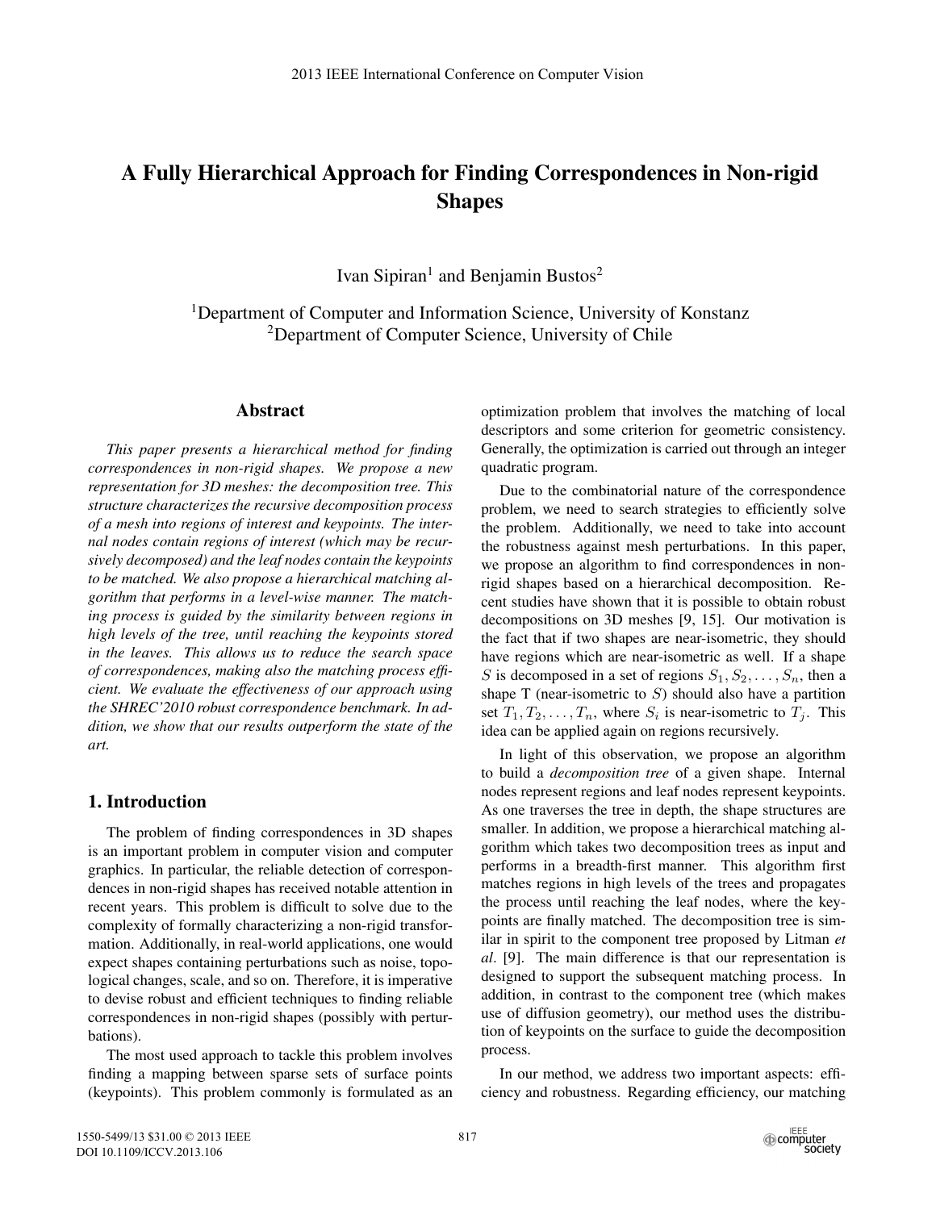# A Fully Hierarchical Approach for Finding Correspondences in Non-rigid Shapes

Ivan Sipiran[1] and Benjamin Bustos[2]

[1]Department of Computer and Information Science, University of Konstanz
[2]Department of Computer Science, University of Chile

## Abstract

*This paper presents a hierarchical method for finding correspondences in non-rigid shapes. We propose a new representation for 3D meshes: the decomposition tree. This structure characterizes the recursive decomposition process of a mesh into regions of interest and keypoints. The internal nodes contain regions of interest (which may be recursively decomposed) and the leaf nodes contain the keypoints to be matched. We also propose a hierarchical matching algorithm that performs in a level-wise manner. The matching process is guided by the similarity between regions in high levels of the tree, until reaching the keypoints stored in the leaves. This allows us to reduce the search space of correspondences, making also the matching process efficient. We evaluate the effectiveness of our approach using the SHREC'2010 robust correspondence benchmark. In addition, we show that our results outperform the state of the art.*

## 1. Introduction

The problem of finding correspondences in 3D shapes is an important problem in computer vision and computer graphics. In particular, the reliable detection of correspondences in non-rigid shapes has received notable attention in recent years. This problem is difficult to solve due to the complexity of formally characterizing a non-rigid transformation. Additionally, in real-world applications, one would expect shapes containing perturbations such as noise, topological changes, scale, and so on. Therefore, it is imperative to devise robust and efficient techniques to finding reliable correspondences in non-rigid shapes (possibly with perturbations).

The most used approach to tackle this problem involves finding a mapping between sparse sets of surface points (keypoints). This problem commonly is formulated as an optimization problem that involves the matching of local descriptors and some criterion for geometric consistency. Generally, the optimization is carried out through an integer quadratic program.

Due to the combinatorial nature of the correspondence problem, we need to search strategies to efficiently solve the problem. Additionally, we need to take into account the robustness against mesh perturbations. In this paper, we propose an algorithm to find correspondences in non-rigid shapes based on a hierarchical decomposition. Recent studies have shown that it is possible to obtain robust decompositions on 3D meshes [9, 15]. Our motivation is the fact that if two shapes are near-isometric, they should have regions which are near-isometric as well. If a shape $S$ is decomposed in a set of regions $S_1, S_2, \ldots, S_n$, then a shape T (near-isometric to $S$) should also have a partition set $T_1, T_2, \ldots, T_n$, where $S_i$ is near-isometric to $T_j$. This idea can be applied again on regions recursively.

In light of this observation, we propose an algorithm to build a *decomposition tree* of a given shape. Internal nodes represent regions and leaf nodes represent keypoints. As one traverses the tree in depth, the shape structures are smaller. In addition, we propose a hierarchical matching algorithm which takes two decomposition trees as input and performs in a breadth-first manner. This algorithm first matches regions in high levels of the trees and propagates the process until reaching the leaf nodes, where the keypoints are finally matched. The decomposition tree is similar in spirit to the component tree proposed by Litman *et al*. [9]. The main difference is that our representation is designed to support the subsequent matching process. In addition, in contrast to the component tree (which makes use of diffusion geometry), our method uses the distribution of keypoints on the surface to guide the decomposition process.

In our method, we address two important aspects: efficiency and robustness. Regarding efficiency, our matching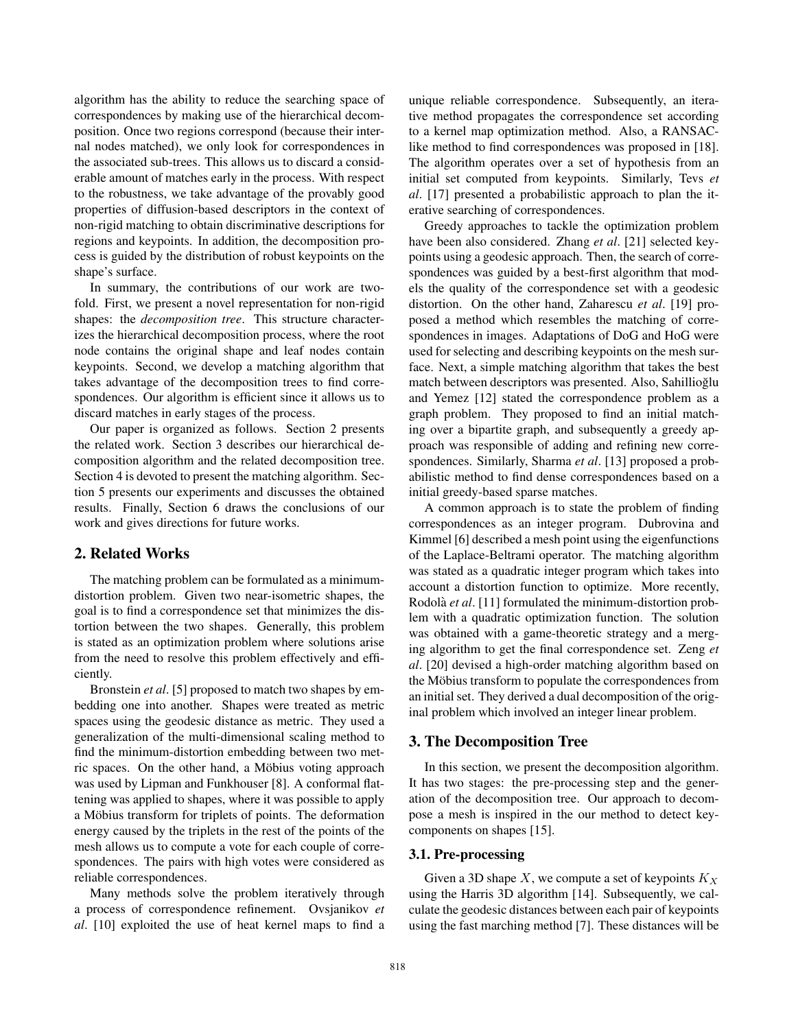algorithm has the ability to reduce the searching space of correspondences by making use of the hierarchical decomposition. Once two regions correspond (because their internal nodes matched), we only look for correspondences in the associated sub-trees. This allows us to discard a considerable amount of matches early in the process. With respect to the robustness, we take advantage of the provably good properties of diffusion-based descriptors in the context of non-rigid matching to obtain discriminative descriptions for regions and keypoints. In addition, the decomposition process is guided by the distribution of robust keypoints on the shape's surface.

In summary, the contributions of our work are twofold. First, we present a novel representation for non-rigid shapes: the *decomposition tree*. This structure characterizes the hierarchical decomposition process, where the root node contains the original shape and leaf nodes contain keypoints. Second, we develop a matching algorithm that takes advantage of the decomposition trees to find correspondences. Our algorithm is efficient since it allows us to discard matches in early stages of the process.

Our paper is organized as follows. Section 2 presents the related work. Section 3 describes our hierarchical decomposition algorithm and the related decomposition tree. Section 4 is devoted to present the matching algorithm. Section 5 presents our experiments and discusses the obtained results. Finally, Section 6 draws the conclusions of our work and gives directions for future works.

## 2. Related Works

The matching problem can be formulated as a minimum-distortion problem. Given two near-isometric shapes, the goal is to find a correspondence set that minimizes the distortion between the two shapes. Generally, this problem is stated as an optimization problem where solutions arise from the need to resolve this problem effectively and efficiently.

Bronstein *et al*. [5] proposed to match two shapes by embedding one into another. Shapes were treated as metric spaces using the geodesic distance as metric. They used a generalization of the multi-dimensional scaling method to find the minimum-distortion embedding between two metric spaces. On the other hand, a Möbius voting approach was used by Lipman and Funkhouser [8]. A conformal flattening was applied to shapes, where it was possible to apply a Möbius transform for triplets of points. The deformation energy caused by the triplets in the rest of the points of the mesh allows us to compute a vote for each couple of correspondences. The pairs with high votes were considered as reliable correspondences.

Many methods solve the problem iteratively through a process of correspondence refinement. Ovsjanikov *et al*. [10] exploited the use of heat kernel maps to find a unique reliable correspondence. Subsequently, an iterative method propagates the correspondence set according to a kernel map optimization method. Also, a RANSAC-like method to find correspondences was proposed in [18]. The algorithm operates over a set of hypothesis from an initial set computed from keypoints. Similarly, Tevs *et al*. [17] presented a probabilistic approach to plan the iterative searching of correspondences.

Greedy approaches to tackle the optimization problem have been also considered. Zhang *et al*. [21] selected keypoints using a geodesic approach. Then, the search of correspondences was guided by a best-first algorithm that models the quality of the correspondence set with a geodesic distortion. On the other hand, Zaharescu *et al*. [19] proposed a method which resembles the matching of correspondences in images. Adaptations of DoG and HoG were used for selecting and describing keypoints on the mesh surface. Next, a simple matching algorithm that takes the best match between descriptors was presented. Also, Sahillioğlu and Yemez [12] stated the correspondence problem as a graph problem. They proposed to find an initial matching over a bipartite graph, and subsequently a greedy approach was responsible of adding and refining new correspondences. Similarly, Sharma *et al*. [13] proposed a probabilistic method to find dense correspondences based on a initial greedy-based sparse matches.

A common approach is to state the problem of finding correspondences as an integer program. Dubrovina and Kimmel [6] described a mesh point using the eigenfunctions of the Laplace-Beltrami operator. The matching algorithm was stated as a quadratic integer program which takes into account a distortion function to optimize. More recently, Rodolà *et al*. [11] formulated the minimum-distortion problem with a quadratic optimization function. The solution was obtained with a game-theoretic strategy and a merging algorithm to get the final correspondence set. Zeng *et al*. [20] devised a high-order matching algorithm based on the Möbius transform to populate the correspondences from an initial set. They derived a dual decomposition of the original problem which involved an integer linear problem.

## 3. The Decomposition Tree

In this section, we present the decomposition algorithm. It has two stages: the pre-processing step and the generation of the decomposition tree. Our approach to decompose a mesh is inspired in the our method to detect key-components on shapes [15].

### 3.1. Pre-processing

Given a 3D shape $X$, we compute a set of keypoints $K_X$ using the Harris 3D algorithm [14]. Subsequently, we calculate the geodesic distances between each pair of keypoints using the fast marching method [7]. These distances will be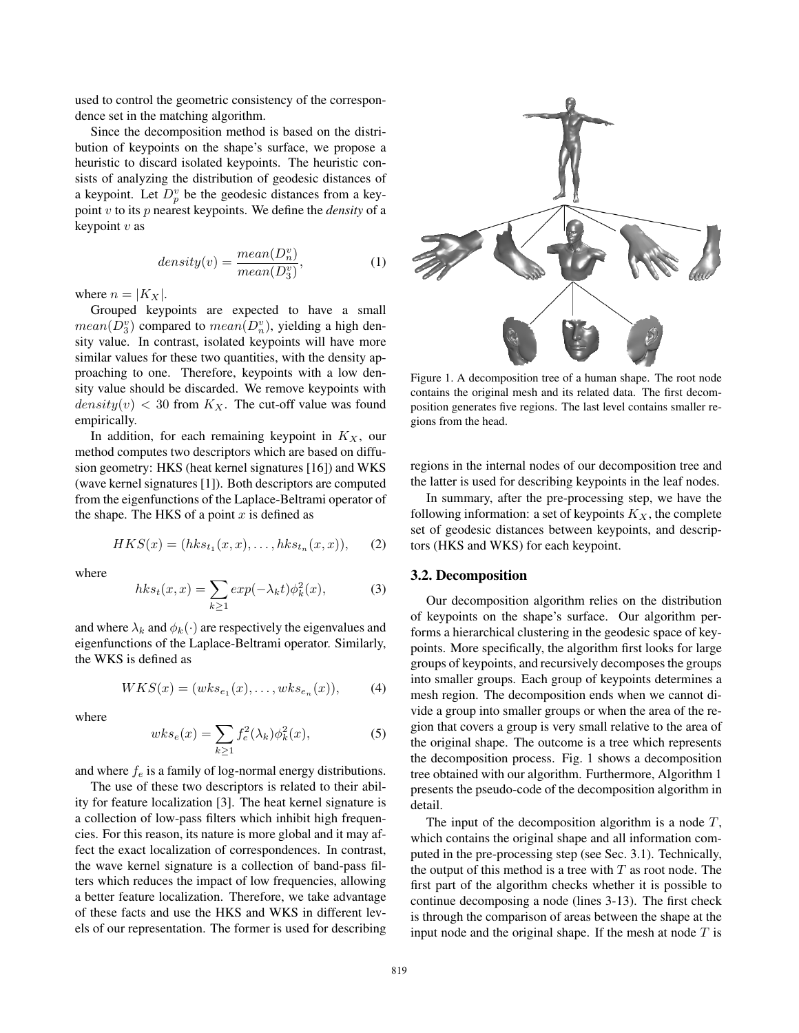used to control the geometric consistency of the correspondence set in the matching algorithm.

Since the decomposition method is based on the distribution of keypoints on the shape's surface, we propose a heuristic to discard isolated keypoints. The heuristic consists of analyzing the distribution of geodesic distances of a keypoint. Let $D_p^v$ be the geodesic distances from a keypoint $v$ to its $p$ nearest keypoints. We define the *density* of a keypoint $v$ as

$$density(v) = \frac{mean(D_n^v)}{mean(D_3^v)}, \tag{1}$$

where $n = |K_X|$.

Grouped keypoints are expected to have a small $mean(D_3^v)$ compared to $mean(D_n^v)$, yielding a high density value. In contrast, isolated keypoints will have more similar values for these two quantities, with the density approaching to one. Therefore, keypoints with a low density value should be discarded. We remove keypoints with $density(v) < 30$ from $K_X$. The cut-off value was found empirically.

In addition, for each remaining keypoint in $K_X$, our method computes two descriptors which are based on diffusion geometry: HKS (heat kernel signatures [16]) and WKS (wave kernel signatures [1]). Both descriptors are computed from the eigenfunctions of the Laplace-Beltrami operator of the shape. The HKS of a point $x$ is defined as

$$HKS(x) = (hks_{t_1}(x, x), \ldots, hks_{t_n}(x, x)), \tag{2}$$

where

$$hks_t(x, x) = \sum_{k \geq 1} exp(-\lambda_k t)\phi_k^2(x), \tag{3}$$

and where $\lambda_k$ and $\phi_k(\cdot)$ are respectively the eigenvalues and eigenfunctions of the Laplace-Beltrami operator. Similarly, the WKS is defined as

$$WKS(x) = (wks_{e_1}(x), \ldots, wks_{e_n}(x)), \tag{4}$$

where

$$wks_e(x) = \sum_{k \geq 1} f_e^2(\lambda_k)\phi_k^2(x), \tag{5}$$

and where $f_e$ is a family of log-normal energy distributions.

The use of these two descriptors is related to their ability for feature localization [3]. The heat kernel signature is a collection of low-pass filters which inhibit high frequencies. For this reason, its nature is more global and it may affect the exact localization of correspondences. In contrast, the wave kernel signature is a collection of band-pass filters which reduces the impact of low frequencies, allowing a better feature localization. Therefore, we take advantage of these facts and use the HKS and WKS in different levels of our representation. The former is used for describing regions in the internal nodes of our decomposition tree and the latter is used for describing keypoints in the leaf nodes.

Figure 1. A decomposition tree of a human shape. The root node contains the original mesh and its related data. The first decomposition generates five regions. The last level contains smaller regions from the head.

In summary, after the pre-processing step, we have the following information: a set of keypoints $K_X$, the complete set of geodesic distances between keypoints, and descriptors (HKS and WKS) for each keypoint.

### 3.2. Decomposition

Our decomposition algorithm relies on the distribution of keypoints on the shape's surface. Our algorithm performs a hierarchical clustering in the geodesic space of keypoints. More specifically, the algorithm first looks for large groups of keypoints, and recursively decomposes the groups into smaller groups. Each group of keypoints determines a mesh region. The decomposition ends when we cannot divide a group into smaller groups or when the area of the region that covers a group is very small relative to the area of the original shape. The outcome is a tree which represents the decomposition process. Fig. 1 shows a decomposition tree obtained with our algorithm. Furthermore, Algorithm 1 presents the pseudo-code of the decomposition algorithm in detail.

The input of the decomposition algorithm is a node $T$, which contains the original shape and all information computed in the pre-processing step (see Sec. 3.1). Technically, the output of this method is a tree with $T$ as root node. The first part of the algorithm checks whether it is possible to continue decomposing a node (lines 3-13). The first check is through the comparison of areas between the shape at the input node and the original shape. If the mesh at node $T$ is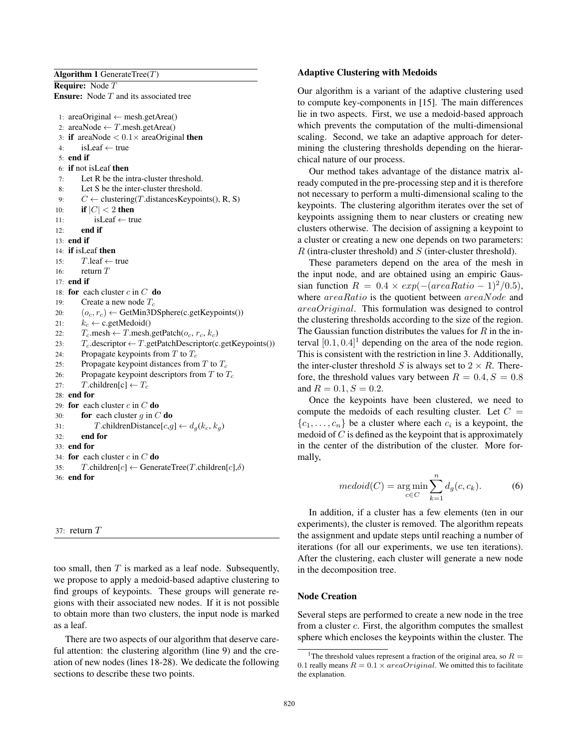**Algorithm 1** GenerateTree($T$)

**Require:** Node $T$

**Ensure:** Node $T$ and its associated tree

```
1: areaOriginal ← mesh.getArea()
2: areaNode ← T.mesh.getArea()
3: if areaNode < 0.1× areaOriginal then
4:     isLeaf ← true
5: end if
6: if not isLeaf then
7:     Let R be the intra-cluster threshold.
8:     Let S be the inter-cluster threshold.
9:     C ← clustering(T.distancesKeypoints(), R, S)
10:    if |C| < 2 then
11:        isLeaf ← true
12:    end if
13: end if
14: if isLeaf then
15:    T.leaf ← true
16:    return T
17: end if
18: for each cluster c in C do
19:    Create a new node T_c
20:    (o_c, r_c) ← GetMin3DSphere(c.getKeypoints())
21:    k_c ← c.getMedoid()
22:    T_c.mesh ← T.mesh.getPatch(o_c, r_c, k_c)
23:    T_c.descriptor ← T.getPatchDescriptor(c.getKeypoints())
24:    Propagate keypoints from T to T_c
25:    Propagate keypoint distances from T to T_c
26:    Propagate keypoint descriptors from T to T_c
27:    T.children[c] ← T_c
28: end for
29: for each cluster c in C do
30:    for each cluster g in C do
31:        T.childrenDistance[c,g] ← d_g(k_c, k_g)
32:    end for
33: end for
34: for each cluster c in C do
35:    T.children[c] ← GenerateTree(T.children[c],δ)
36: end for
37: return T
```

too small, then $T$ is marked as a leaf node. Subsequently, we propose to apply a medoid-based adaptive clustering to find groups of keypoints. These groups will generate regions with their associated new nodes. If it is not possible to obtain more than two clusters, the input node is marked as a leaf.

There are two aspects of our algorithm that deserve careful attention: the clustering algorithm (line 9) and the creation of new nodes (lines 18-28). We dedicate the following sections to describe these two points.

### Adaptive Clustering with Medoids

Our algorithm is a variant of the adaptive clustering used to compute key-components in [15]. The main differences lie in two aspects. First, we use a medoid-based approach which prevents the computation of the multi-dimensional scaling. Second, we take an adaptive approach for determining the clustering thresholds depending on the hierarchical nature of our process.

Our method takes advantage of the distance matrix already computed in the pre-processing step and it is therefore not necessary to perform a multi-dimensional scaling to the keypoints. The clustering algorithm iterates over the set of keypoints assigning them to near clusters or creating new clusters otherwise. The decision of assigning a keypoint to a cluster or creating a new one depends on two parameters: $R$ (intra-cluster threshold) and $S$ (inter-cluster threshold).

These parameters depend on the area of the mesh in the input node, and are obtained using an empiric Gaussian function $R = 0.4 \times exp(-(areaRatio - 1)^2/0.5)$, where $areaRatio$ is the quotient between $areaNode$ and $areaOriginal$. This formulation was designed to control the clustering thresholds according to the size of the region. The Gaussian function distributes the values for $R$ in the interval $[0.1, 0.4]$[1] depending on the area of the node region. This is consistent with the restriction in line 3. Additionally, the inter-cluster threshold $S$ is always set to $2 \times R$. Therefore, the threshold values vary between $R = 0.4, S = 0.8$ and $R = 0.1, S = 0.2$.

Once the keypoints have been clustered, we need to compute the medoids of each resulting cluster. Let $C = \{c_1, \ldots, c_n\}$ be a cluster where each $c_i$ is a keypoint, the medoid of $C$ is defined as the keypoint that is approximately in the center of the distribution of the cluster. More formally,

$$medoid(C) = \underset{c \in C}{\arg\min} \sum_{k=1}^{n} d_g(c, c_k). \tag{6}$$

In addition, if a cluster has a few elements (ten in our experiments), the cluster is removed. The algorithm repeats the assignment and update steps until reaching a number of iterations (for all our experiments, we use ten iterations). After the clustering, each cluster will generate a new node in the decomposition tree.

### Node Creation

Several steps are performed to create a new node in the tree from a cluster $c$. First, the algorithm computes the smallest sphere which encloses the keypoints within the cluster. The

[1] The threshold values represent a fraction of the original area, so $R = 0.1$ really means $R = 0.1 \times areaOriginal$. We omitted this to facilitate the explanation.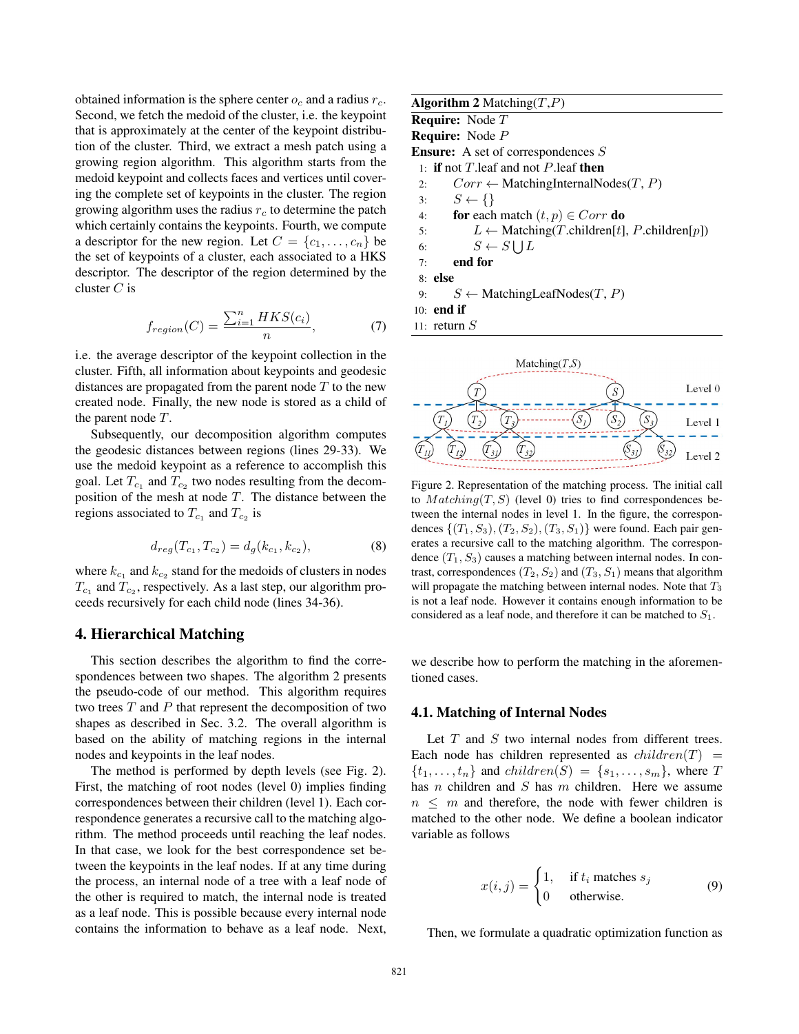obtained information is the sphere center $o_c$ and a radius $r_c$. Second, we fetch the medoid of the cluster, i.e. the keypoint that is approximately at the center of the keypoint distribution of the cluster. Third, we extract a mesh patch using a growing region algorithm. This algorithm starts from the medoid keypoint and collects faces and vertices until covering the complete set of keypoints in the cluster. The region growing algorithm uses the radius $r_c$ to determine the patch which certainly contains the keypoints. Fourth, we compute a descriptor for the new region. Let $C = \{c_1, \ldots, c_n\}$ be the set of keypoints of a cluster, each associated to a HKS descriptor. The descriptor of the region determined by the cluster $C$ is

$$f_{region}(C) = \frac{\sum_{i=1}^{n} HKS(c_i)}{n}, \tag{7}$$

i.e. the average descriptor of the keypoint collection in the cluster. Fifth, all information about keypoints and geodesic distances are propagated from the parent node $T$ to the new created node. Finally, the new node is stored as a child of the parent node $T$.

Subsequently, our decomposition algorithm computes the geodesic distances between regions (lines 29-33). We use the medoid keypoint as a reference to accomplish this goal. Let $T_{c_1}$ and $T_{c_2}$ two nodes resulting from the decomposition of the mesh at node $T$. The distance between the regions associated to $T_{c_1}$ and $T_{c_2}$ is

$$d_{reg}(T_{c_1}, T_{c_2}) = d_g(k_{c_1}, k_{c_2}), \tag{8}$$

where $k_{c_1}$ and $k_{c_2}$ stand for the medoids of clusters in nodes $T_{c_1}$ and $T_{c_2}$, respectively. As a last step, our algorithm proceeds recursively for each child node (lines 34-36).

## 4. Hierarchical Matching

This section describes the algorithm to find the correspondences between two shapes. The algorithm 2 presents the pseudo-code of our method. This algorithm requires two trees $T$ and $P$ that represent the decomposition of two shapes as described in Sec. 3.2. The overall algorithm is based on the ability of matching regions in the internal nodes and keypoints in the leaf nodes.

The method is performed by depth levels (see Fig. 2). First, the matching of root nodes (level 0) implies finding correspondences between their children (level 1). Each correspondence generates a recursive call to the matching algorithm. The method proceeds until reaching the leaf nodes. In that case, we look for the best correspondence set between the keypoints in the leaf nodes. If at any time during the process, an internal node of a tree with a leaf node of the other is required to match, the internal node is treated as a leaf node. This is possible because every internal node contains the information to behave as a leaf node. Next, we describe how to perform the matching in the aforementioned cases.

**Algorithm 2** Matching($T$,$P$)

```
Require: Node T
Require: Node P
Ensure: A set of correspondences S
 1: if not T.leaf and not P.leaf then
 2:     Corr ← MatchingInternalNodes(T, P)
 3:     S ← {}
 4:     for each match (t, p) ∈ Corr do
 5:         L ← Matching(T.children[t], P.children[p])
 6:         S ← S ⋃ L
 7:     end for
 8: else
 9:     S ← MatchingLeafNodes(T, P)
10: end if
11: return S
```

Matching(T,S)

Level 0

Level 1

Level 2

Figure 2. Representation of the matching process. The initial call to $Matching(T, S)$ (level 0) tries to find correspondences between the internal nodes in level 1. In the figure, the correspondences $\{(T_1, S_3), (T_2, S_2), (T_3, S_1)\}$ were found. Each pair generates a recursive call to the matching algorithm. The correspondence $(T_1, S_3)$ causes a matching between internal nodes. In contrast, correspondences $(T_2, S_2)$ and $(T_3, S_1)$ means that algorithm will propagate the matching between internal nodes. Note that $T_3$ is not a leaf node. However it contains enough information to be considered as a leaf node, and therefore it can be matched to $S_1$.

### 4.1. Matching of Internal Nodes

Let $T$ and $S$ two internal nodes from different trees. Each node has children represented as $children(T) = \{t_1, \ldots, t_n\}$ and $children(S) = \{s_1, \ldots, s_m\}$, where $T$ has $n$ children and $S$ has $m$ children. Here we assume $n \leq m$ and therefore, the node with fewer children is matched to the other node. We define a boolean indicator variable as follows

$$x(i,j) = \begin{cases} 1, & \text{if } t_i \text{ matches } s_j \\ 0 & \text{otherwise.} \end{cases} \tag{9}$$

Then, we formulate a quadratic optimization function as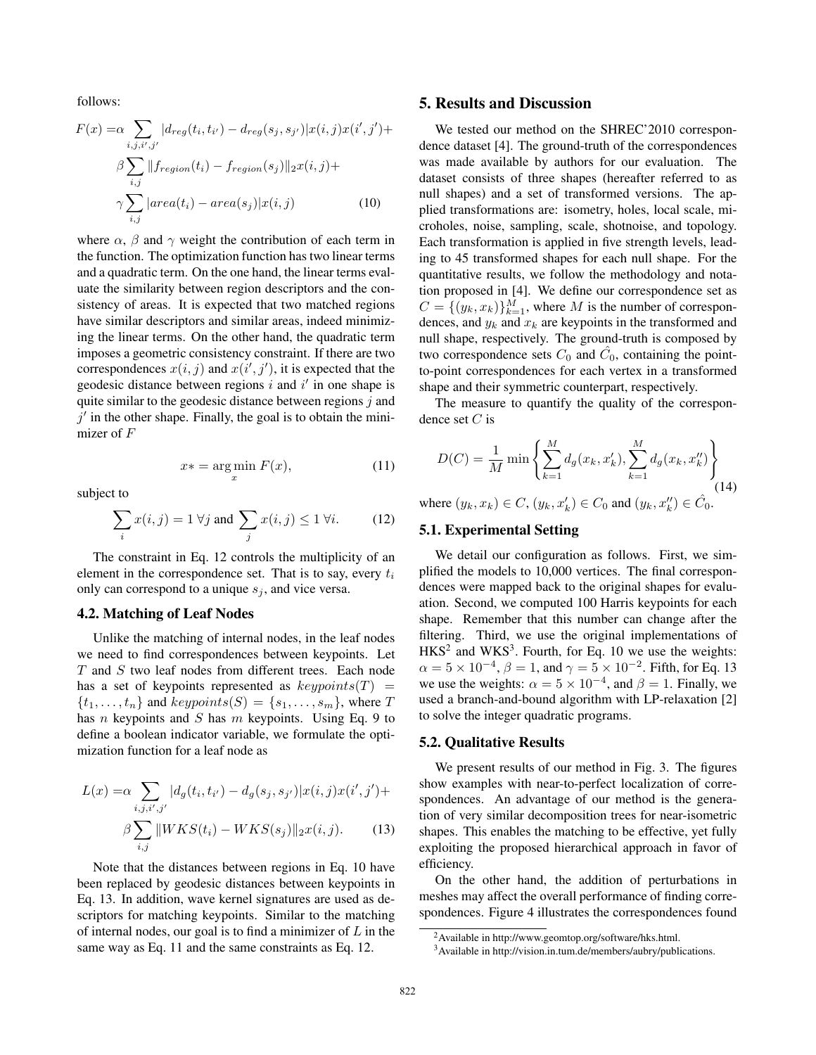follows:

$$
\begin{aligned}
F(x) =& \alpha \sum_{i,j,i',j'} |d_{reg}(t_i, t_{i'}) - d_{reg}(s_j, s_{j'})| x(i,j) x(i',j') + \\
& \beta \sum_{i,j} \| f_{region}(t_i) - f_{region}(s_j) \|_2 x(i,j) + \\
& \gamma \sum_{i,j} |area(t_i) - area(s_j)| x(i,j)
\end{aligned} \tag{10}
$$

where $\alpha$, $\beta$ and $\gamma$ weight the contribution of each term in the function. The optimization function has two linear terms and a quadratic term. On the one hand, the linear terms evaluate the similarity between region descriptors and the consistency of areas. It is expected that two matched regions have similar descriptors and similar areas, indeed minimizing the linear terms. On the other hand, the quadratic term imposes a geometric consistency constraint. If there are two correspondences $x(i, j)$ and $x(i', j')$, it is expected that the geodesic distance between regions $i$ and $i'$ in one shape is quite similar to the geodesic distance between regions $j$ and $j'$ in the other shape. Finally, the goal is to obtain the minimizer of $F$

$$
x* = \arg\min_x F(x), \tag{11}
$$

subject to

$$
\sum_i x(i,j) = 1 \; \forall j \text{ and } \sum_j x(i,j) \leq 1 \; \forall i. \tag{12}
$$

The constraint in Eq. 12 controls the multiplicity of an element in the correspondence set. That is to say, every $t_i$ only can correspond to a unique $s_j$, and vice versa.

### 4.2. Matching of Leaf Nodes

Unlike the matching of internal nodes, in the leaf nodes we need to find correspondences between keypoints. Let $T$ and $S$ two leaf nodes from different trees. Each node has a set of keypoints represented as $keypoints(T) = \{t_1, \ldots, t_n\}$ and $keypoints(S) = \{s_1, \ldots, s_m\}$, where $T$ has $n$ keypoints and $S$ has $m$ keypoints. Using Eq. 9 to define a boolean indicator variable, we formulate the optimization function for a leaf node as

$$
\begin{aligned}
L(x) =& \alpha \sum_{i,j,i',j'} |d_g(t_i, t_{i'}) - d_g(s_j, s_{j'})| x(i,j) x(i',j') + \\
& \beta \sum_{i,j} \| WKS(t_i) - WKS(s_j) \|_2 x(i,j).
\end{aligned} \tag{13}
$$

Note that the distances between regions in Eq. 10 have been replaced by geodesic distances between keypoints in Eq. 13. In addition, wave kernel signatures are used as descriptors for matching keypoints. Similar to the matching of internal nodes, our goal is to find a minimizer of $L$ in the same way as Eq. 11 and the same constraints as Eq. 12.

## 5. Results and Discussion

We tested our method on the SHREC'2010 correspondence dataset [4]. The ground-truth of the correspondences was made available by authors for our evaluation. The dataset consists of three shapes (hereafter referred to as null shapes) and a set of transformed versions. The applied transformations are: isometry, holes, local scale, microholes, noise, sampling, scale, shotnoise, and topology. Each transformation is applied in five strength levels, leading to 45 transformed shapes for each null shape. For the quantitative results, we follow the methodology and notation proposed in [4]. We define our correspondence set as $C = \{(y_k, x_k)\}_{k=1}^{M}$, where $M$ is the number of correspondences, and $y_k$ and $x_k$ are keypoints in the transformed and null shape, respectively. The ground-truth is composed by two correspondence sets $C_0$ and $\hat{C}_0$, containing the point-to-point correspondences for each vertex in a transformed shape and their symmetric counterpart, respectively.

The measure to quantify the quality of the correspondence set $C$ is

$$
D(C) = \frac{1}{M} \min \left\{ \sum_{k=1}^{M} d_g(x_k, x'_k), \sum_{k=1}^{M} d_g(x_k, x''_k) \right\} \tag{14}
$$

where $(y_k, x_k) \in C$, $(y_k, x'_k) \in C_0$ and $(y_k, x''_k) \in \hat{C}_0$.

### 5.1. Experimental Setting

We detail our configuration as follows. First, we simplified the models to 10,000 vertices. The final correspondences were mapped back to the original shapes for evaluation. Second, we computed 100 Harris keypoints for each shape. Remember that this number can change after the filtering. Third, we use the original implementations of HKS[2] and WKS[3]. Fourth, for Eq. 10 we use the weights: $\alpha = 5 \times 10^{-4}$, $\beta = 1$, and $\gamma = 5 \times 10^{-2}$. Fifth, for Eq. 13 we use the weights: $\alpha = 5 \times 10^{-4}$, and $\beta = 1$. Finally, we used a branch-and-bound algorithm with LP-relaxation [2] to solve the integer quadratic programs.

### 5.2. Qualitative Results

We present results of our method in Fig. 3. The figures show examples with near-to-perfect localization of correspondences. An advantage of our method is the generation of very similar decomposition trees for near-isometric shapes. This enables the matching to be effective, yet fully exploiting the proposed hierarchical approach in favor of efficiency.

On the other hand, the addition of perturbations in meshes may affect the overall performance of finding correspondences. Figure 4 illustrates the correspondences found

[2] Available in http://www.geomtop.org/software/hks.html.

[3] Available in http://vision.in.tum.de/members/aubry/publications.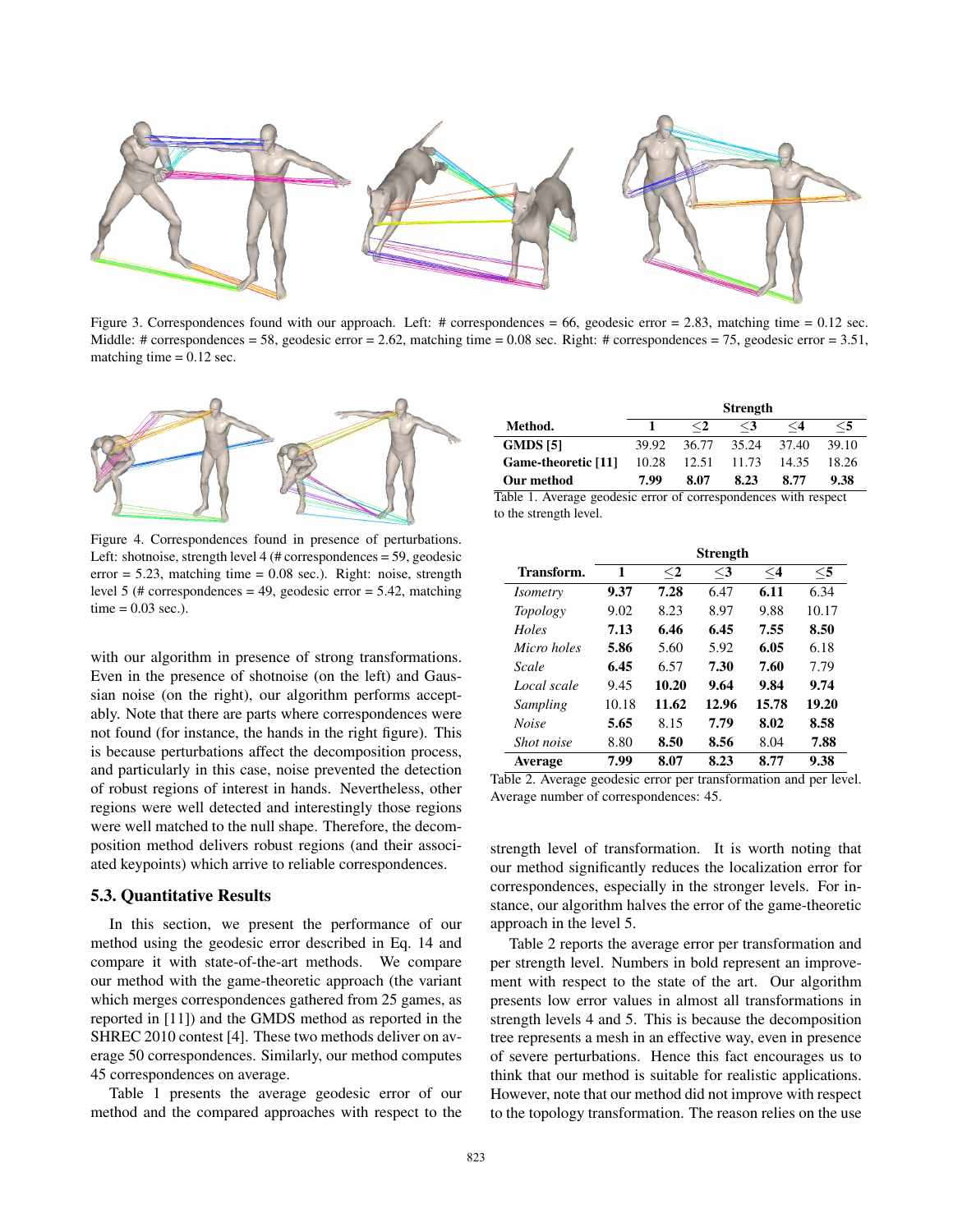Figure 3. Correspondences found with our approach. Left: # correspondences = 66, geodesic error = 2.83, matching time = 0.12 sec. Middle: # correspondences = 58, geodesic error = 2.62, matching time = 0.08 sec. Right: # correspondences = 75, geodesic error = 3.51, matching time = 0.12 sec.

Figure 4. Correspondences found in presence of perturbations. Left: shotnoise, strength level 4 (# correspondences = 59, geodesic error = 5.23, matching time = 0.08 sec.). Right: noise, strength level 5 (# correspondences = 49, geodesic error = 5.42, matching time = 0.03 sec.).

with our algorithm in presence of strong transformations. Even in the presence of shotnoise (on the left) and Gaussian noise (on the right), our algorithm performs acceptably. Note that there are parts where correspondences were not found (for instance, the hands in the right figure). This is because perturbations affect the decomposition process, and particularly in this case, noise prevented the detection of robust regions of interest in hands. Nevertheless, other regions were well detected and interestingly those regions were well matched to the null shape. Therefore, the decomposition method delivers robust regions (and their associated keypoints) which arrive to reliable correspondences.

### 5.3. Quantitative Results

In this section, we present the performance of our method using the geodesic error described in Eq. 14 and compare it with state-of-the-art methods. We compare our method with the game-theoretic approach (the variant which merges correspondences gathered from 25 games, as reported in [11]) and the GMDS method as reported in the SHREC 2010 contest [4]. These two methods deliver on average 50 correspondences. Similarly, our method computes 45 correspondences on average.

Table 1 presents the average geodesic error of our method and the compared approaches with respect to the strength level of transformation. It is worth noting that our method significantly reduces the localization error for correspondences, especially in the stronger levels. For instance, our algorithm halves the error of the game-theoretic approach in the level 5.

| | Strength | | | | |
|---|---|---|---|---|---|
| **Method.** | **1** | **≤2** | **≤3** | **≤4** | **≤5** |
| **GMDS [5]** | 39.92 | 36.77 | 35.24 | 37.40 | 39.10 |
| **Game-theoretic [11]** | 10.28 | 12.51 | 11.73 | 14.35 | 18.26 |
| **Our method** | **7.99** | **8.07** | **8.23** | **8.77** | **9.38** |

Table 1. Average geodesic error of correspondences with respect to the strength level.

| | Strength | | | | |
|---|---|---|---|---|---|
| **Transform.** | **1** | **≤2** | **≤3** | **≤4** | **≤5** |
| *Isometry* | **9.37** | **7.28** | 6.47 | **6.11** | 6.34 |
| *Topology* | 9.02 | 8.23 | 8.97 | 9.88 | 10.17 |
| *Holes* | **7.13** | **6.46** | **6.45** | **7.55** | **8.50** |
| *Micro holes* | **5.86** | 5.60 | 5.92 | **6.05** | 6.18 |
| *Scale* | **6.45** | 6.57 | **7.30** | **7.60** | 7.79 |
| *Local scale* | 9.45 | **10.20** | **9.64** | **9.84** | **9.74** |
| *Sampling* | 10.18 | **11.62** | **12.96** | **15.78** | **19.20** |
| *Noise* | **5.65** | 8.15 | **7.79** | **8.02** | **8.58** |
| *Shot noise* | 8.80 | **8.50** | **8.56** | 8.04 | **7.88** |
| **Average** | **7.99** | **8.07** | **8.23** | **8.77** | **9.38** |

Table 2. Average geodesic error per transformation and per level. Average number of correspondences: 45.

Table 2 reports the average error per transformation and per strength level. Numbers in bold represent an improvement with respect to the state of the art. Our algorithm presents low error values in almost all transformations in strength levels 4 and 5. This is because the decomposition tree represents a mesh in an effective way, even in presence of severe perturbations. Hence this fact encourages us to think that our method is suitable for realistic applications. However, note that our method did not improve with respect to the topology transformation. The reason relies on the use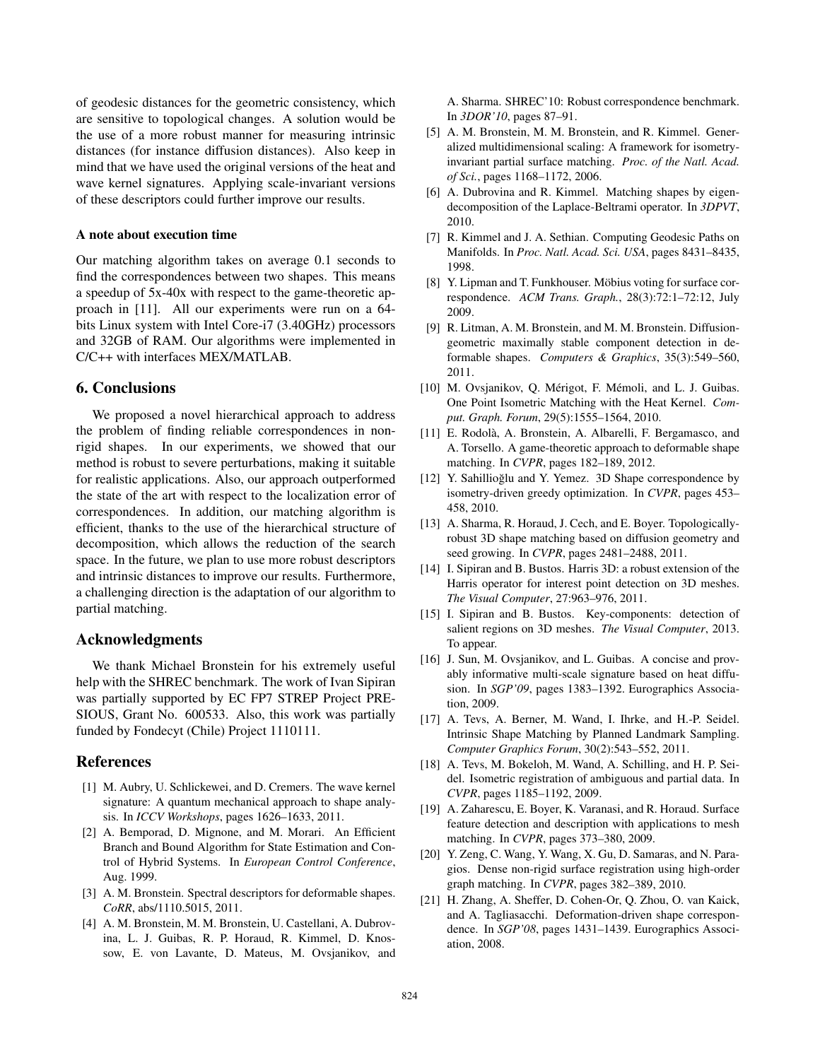of geodesic distances for the geometric consistency, which are sensitive to topological changes. A solution would be the use of a more robust manner for measuring intrinsic distances (for instance diffusion distances). Also keep in mind that we have used the original versions of the heat and wave kernel signatures. Applying scale-invariant versions of these descriptors could further improve our results.

#### A note about execution time

Our matching algorithm takes on average 0.1 seconds to find the correspondences between two shapes. This means a speedup of 5x-40x with respect to the game-theoretic approach in [11]. All our experiments were run on a 64-bits Linux system with Intel Core-i7 (3.40GHz) processors and 32GB of RAM. Our algorithms were implemented in C/C++ with interfaces MEX/MATLAB.

## 6. Conclusions

We proposed a novel hierarchical approach to address the problem of finding reliable correspondences in non-rigid shapes. In our experiments, we showed that our method is robust to severe perturbations, making it suitable for realistic applications. Also, our approach outperformed the state of the art with respect to the localization error of correspondences. In addition, our matching algorithm is efficient, thanks to the use of the hierarchical structure of decomposition, which allows the reduction of the search space. In the future, we plan to use more robust descriptors and intrinsic distances to improve our results. Furthermore, a challenging direction is the adaptation of our algorithm to partial matching.

## Acknowledgments

We thank Michael Bronstein for his extremely useful help with the SHREC benchmark. The work of Ivan Sipiran was partially supported by EC FP7 STREP Project PRESIOUS, Grant No. 600533. Also, this work was partially funded by Fondecyt (Chile) Project 1110111.

## References

[1] M. Aubry, U. Schlickewei, and D. Cremers. The wave kernel signature: A quantum mechanical approach to shape analysis. In *ICCV Workshops*, pages 1626–1633, 2011.

[2] A. Bemporad, D. Mignone, and M. Morari. An Efficient Branch and Bound Algorithm for State Estimation and Control of Hybrid Systems. In *European Control Conference*, Aug. 1999.

[3] A. M. Bronstein. Spectral descriptors for deformable shapes. *CoRR*, abs/1110.5015, 2011.

[4] A. M. Bronstein, M. M. Bronstein, U. Castellani, A. Dubrovina, L. J. Guibas, R. P. Horaud, R. Kimmel, D. Knossow, E. von Lavante, D. Mateus, M. Ovsjanikov, and A. Sharma. SHREC'10: Robust correspondence benchmark. In *3DOR'10*, pages 87–91.

[5] A. M. Bronstein, M. M. Bronstein, and R. Kimmel. Generalized multidimensional scaling: A framework for isometry-invariant partial surface matching. *Proc. of the Natl. Acad. of Sci.*, pages 1168–1172, 2006.

[6] A. Dubrovina and R. Kimmel. Matching shapes by eigendecomposition of the Laplace-Beltrami operator. In *3DPVT*, 2010.

[7] R. Kimmel and J. A. Sethian. Computing Geodesic Paths on Manifolds. In *Proc. Natl. Acad. Sci. USA*, pages 8431–8435, 1998.

[8] Y. Lipman and T. Funkhouser. Möbius voting for surface correspondence. *ACM Trans. Graph.*, 28(3):72:1–72:12, July 2009.

[9] R. Litman, A. M. Bronstein, and M. M. Bronstein. Diffusion-geometric maximally stable component detection in deformable shapes. *Computers & Graphics*, 35(3):549–560, 2011.

[10] M. Ovsjanikov, Q. Mérigot, F. Mémoli, and L. J. Guibas. One Point Isometric Matching with the Heat Kernel. *Comput. Graph. Forum*, 29(5):1555–1564, 2010.

[11] E. Rodolà, A. Bronstein, A. Albarelli, F. Bergamasco, and A. Torsello. A game-theoretic approach to deformable shape matching. In *CVPR*, pages 182–189, 2012.

[12] Y. Sahillioğlu and Y. Yemez. 3D Shape correspondence by isometry-driven greedy optimization. In *CVPR*, pages 453–458, 2010.

[13] A. Sharma, R. Horaud, J. Cech, and E. Boyer. Topologically-robust 3D shape matching based on diffusion geometry and seed growing. In *CVPR*, pages 2481–2488, 2011.

[14] I. Sipiran and B. Bustos. Harris 3D: a robust extension of the Harris operator for interest point detection on 3D meshes. *The Visual Computer*, 27:963–976, 2011.

[15] I. Sipiran and B. Bustos. Key-components: detection of salient regions on 3D meshes. *The Visual Computer*, 2013. To appear.

[16] J. Sun, M. Ovsjanikov, and L. Guibas. A concise and provably informative multi-scale signature based on heat diffusion. In *SGP'09*, pages 1383–1392. Eurographics Association, 2009.

[17] A. Tevs, A. Berner, M. Wand, I. Ihrke, and H.-P. Seidel. Intrinsic Shape Matching by Planned Landmark Sampling. *Computer Graphics Forum*, 30(2):543–552, 2011.

[18] A. Tevs, M. Bokeloh, M. Wand, A. Schilling, and H. P. Seidel. Isometric registration of ambiguous and partial data. In *CVPR*, pages 1185–1192, 2009.

[19] A. Zaharescu, E. Boyer, K. Varanasi, and R. Horaud. Surface feature detection and description with applications to mesh matching. In *CVPR*, pages 373–380, 2009.

[20] Y. Zeng, C. Wang, Y. Wang, X. Gu, D. Samaras, and N. Paragios. Dense non-rigid surface registration using high-order graph matching. In *CVPR*, pages 382–389, 2010.

[21] H. Zhang, A. Sheffer, D. Cohen-Or, Q. Zhou, O. van Kaick, and A. Tagliasacchi. Deformation-driven shape correspondence. In *SGP'08*, pages 1431–1439. Eurographics Association, 2008.